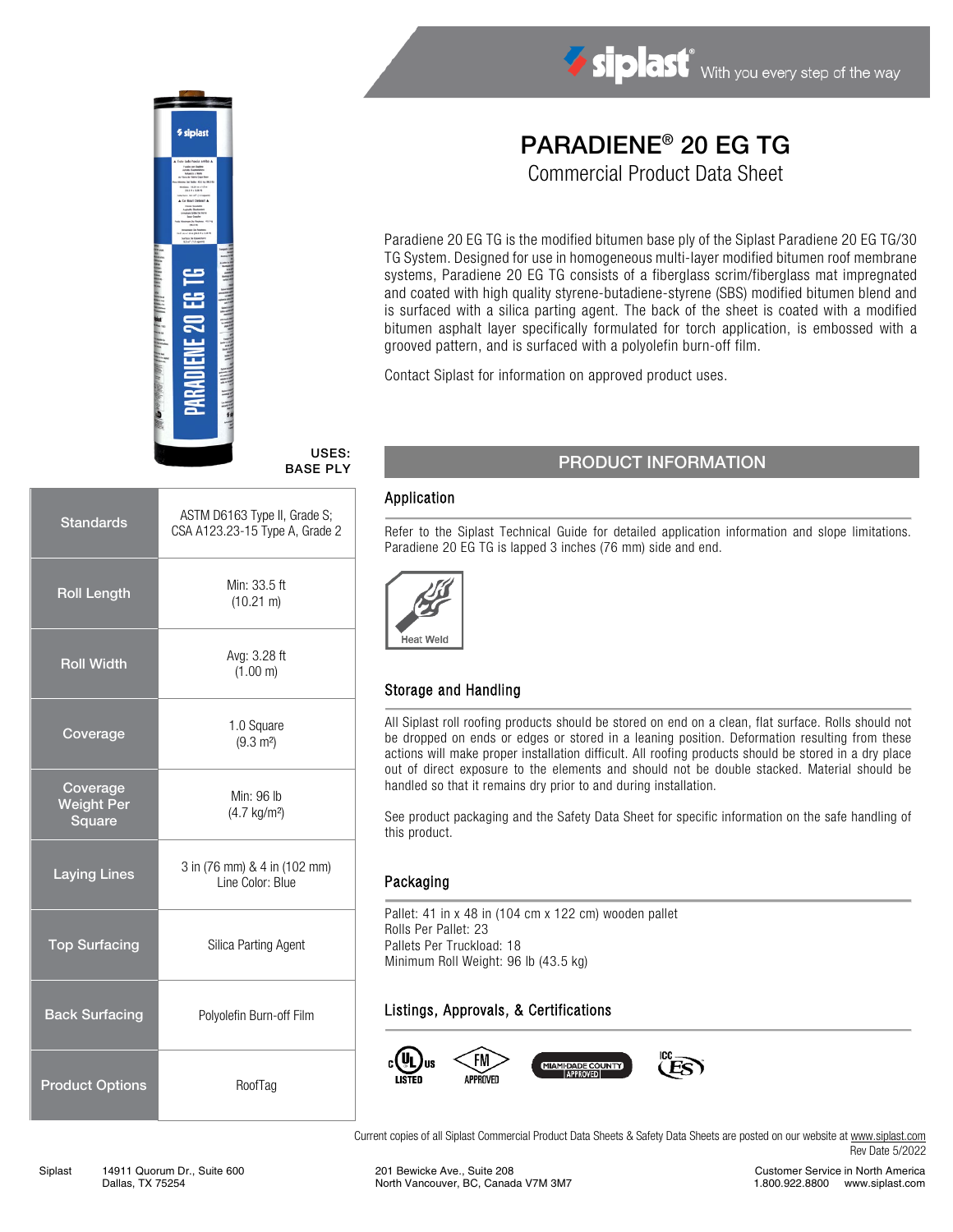siplast With you every step of the way

# PARADIENE® 20 EG TG

## Commercial Product Data Sheet

Paradiene 20 EG TG is the modified bitumen base ply of the Siplast Paradiene 20 EG TG/30 TG System. Designed for use in homogeneous multi-layer modified bitumen roof membrane systems, Paradiene 20 EG TG consists of a fiberglass scrim/fiberglass mat impregnated and coated with high quality styrene-butadiene-styrene (SBS) modified bitumen blend and is surfaced with a silica parting agent. The back of the sheet is coated with a modified bitumen asphalt layer specifically formulated for torch application, is embossed with a grooved pattern, and is surfaced with a polyolefin burn-off film.

Contact Siplast for information on approved product uses.

**USES:**
**BASE PLY**

| | |
|---|---|
| **Standards** | ASTM D6163 Type II, Grade S; CSA A123.23-15 Type A, Grade 2 |
| **Roll Length** | Min: 33.5 ft (10.21 m) |
| **Roll Width** | Avg: 3.28 ft (1.00 m) |
| **Coverage** | 1.0 Square (9.3 m²) |
| **Coverage Weight Per Square** | Min: 96 lb (4.7 kg/m²) |
| **Laying Lines** | 3 in (76 mm) & 4 in (102 mm) Line Color: Blue |
| **Top Surfacing** | Silica Parting Agent |
| **Back Surfacing** | Polyolefin Burn-off Film |
| **Product Options** | RoofTag |

## PRODUCT INFORMATION

### Application

Refer to the Siplast Technical Guide for detailed application information and slope limitations. Paradiene 20 EG TG is lapped 3 inches (76 mm) side and end.

Heat Weld

### Storage and Handling

All Siplast roll roofing products should be stored on end on a clean, flat surface. Rolls should not be dropped on ends or edges or stored in a leaning position. Deformation resulting from these actions will make proper installation difficult. All roofing products should be stored in a dry place out of direct exposure to the elements and should not be double stacked. Material should be handled so that it remains dry prior to and during installation.

See product packaging and the Safety Data Sheet for specific information on the safe handling of this product.

### Packaging

Pallet: 41 in x 48 in (104 cm x 122 cm) wooden pallet
Rolls Per Pallet: 23
Pallets Per Truckload: 18
Minimum Roll Weight: 96 lb (43.5 kg)

### Listings, Approvals, & Certifications

c UL us LISTED · FM APPROVED · MIAMI-DADE COUNTY APPROVED · ICC ES

Current copies of all Siplast Commercial Product Data Sheets & Safety Data Sheets are posted on our website at www.siplast.com

Rev Date 5/2022

Siplast 14911 Quorum Dr., Suite 600 Dallas, TX 75254 | 201 Bewicke Ave., Suite 208 North Vancouver, BC, Canada V7M 3M7 | Customer Service in North America 1.800.922.8800 www.siplast.com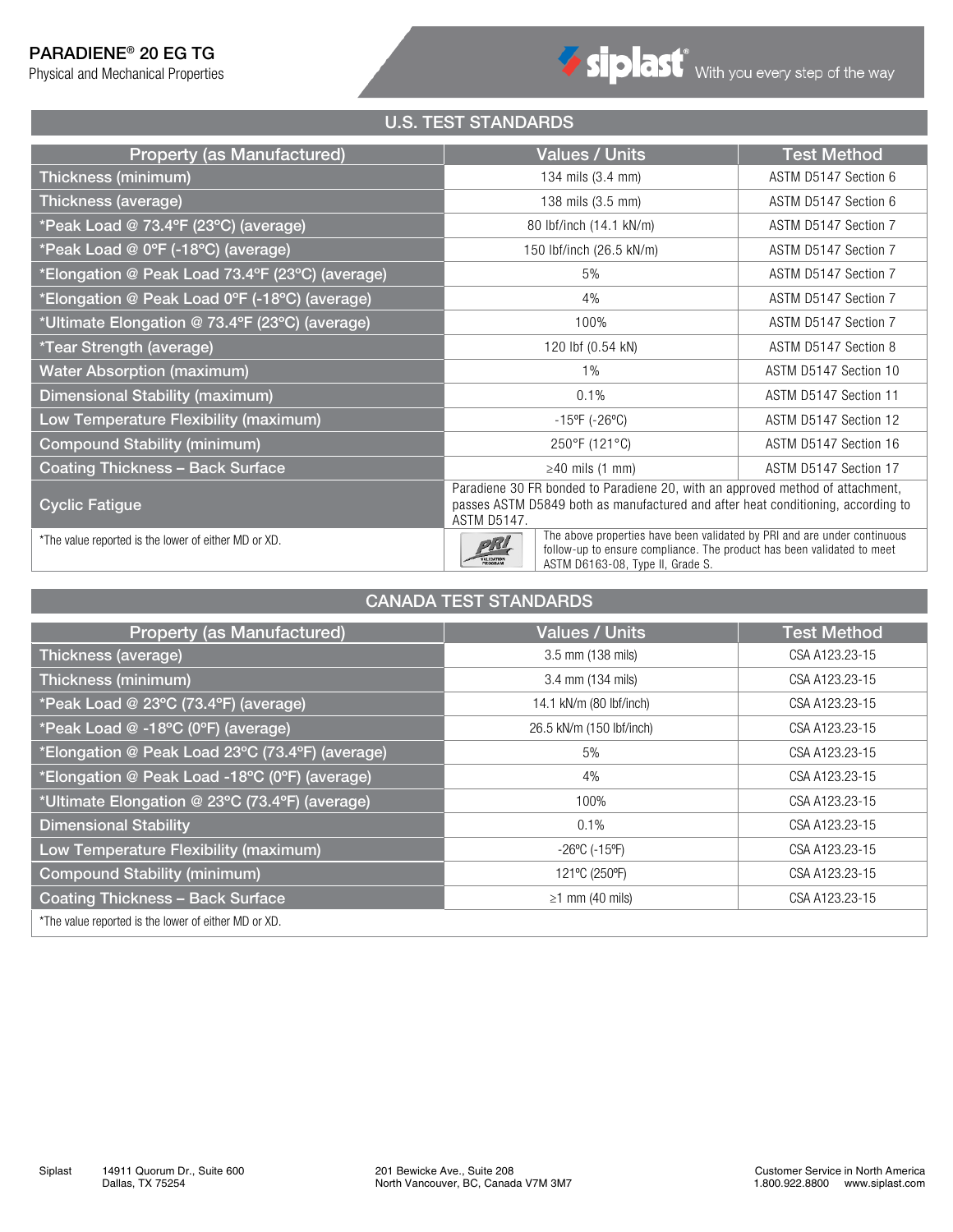# PARADIENE® 20 EG TG

Physical and Mechanical Properties

siplast® With you every step of the way

## U.S. TEST STANDARDS

| Property (as Manufactured) | Values / Units | Test Method |
|---|---|---|
| Thickness (minimum) | 134 mils (3.4 mm) | ASTM D5147 Section 6 |
| Thickness (average) | 138 mils (3.5 mm) | ASTM D5147 Section 6 |
| *Peak Load @ 73.4°F (23°C) (average) | 80 lbf/inch (14.1 kN/m) | ASTM D5147 Section 7 |
| *Peak Load @ 0°F (-18°C) (average) | 150 lbf/inch (26.5 kN/m) | ASTM D5147 Section 7 |
| *Elongation @ Peak Load 73.4°F (23°C) (average) | 5% | ASTM D5147 Section 7 |
| *Elongation @ Peak Load 0°F (-18°C) (average) | 4% | ASTM D5147 Section 7 |
| *Ultimate Elongation @ 73.4°F (23°C) (average) | 100% | ASTM D5147 Section 7 |
| *Tear Strength (average) | 120 lbf (0.54 kN) | ASTM D5147 Section 8 |
| Water Absorption (maximum) | 1% | ASTM D5147 Section 10 |
| Dimensional Stability (maximum) | 0.1% | ASTM D5147 Section 11 |
| Low Temperature Flexibility (maximum) | -15°F (-26°C) | ASTM D5147 Section 12 |
| Compound Stability (minimum) | 250°F (121°C) | ASTM D5147 Section 16 |
| Coating Thickness – Back Surface | ≥40 mils (1 mm) | ASTM D5147 Section 17 |
| Cyclic Fatigue | Paradiene 30 FR bonded to Paradiene 20, with an approved method of attachment, passes ASTM D5849 both as manufactured and after heat conditioning, according to ASTM D5147. | |
| *The value reported is the lower of either MD or XD. | The above properties have been validated by PRI and are under continuous follow-up to ensure compliance. The product has been validated to meet ASTM D6163-08, Type II, Grade S. | |

## CANADA TEST STANDARDS

| Property (as Manufactured) | Values / Units | Test Method |
|---|---|---|
| Thickness (average) | 3.5 mm (138 mils) | CSA A123.23-15 |
| Thickness (minimum) | 3.4 mm (134 mils) | CSA A123.23-15 |
| *Peak Load @ 23°C (73.4°F) (average) | 14.1 kN/m (80 lbf/inch) | CSA A123.23-15 |
| *Peak Load @ -18°C (0°F) (average) | 26.5 kN/m (150 lbf/inch) | CSA A123.23-15 |
| *Elongation @ Peak Load 23°C (73.4°F) (average) | 5% | CSA A123.23-15 |
| *Elongation @ Peak Load -18°C (0°F) (average) | 4% | CSA A123.23-15 |
| *Ultimate Elongation @ 23°C (73.4°F) (average) | 100% | CSA A123.23-15 |
| Dimensional Stability | 0.1% | CSA A123.23-15 |
| Low Temperature Flexibility (maximum) | -26°C (-15°F) | CSA A123.23-15 |
| Compound Stability (minimum) | 121°C (250°F) | CSA A123.23-15 |
| Coating Thickness – Back Surface | ≥1 mm (40 mils) | CSA A123.23-15 |

*The value reported is the lower of either MD or XD.

Siplast 14911 Quorum Dr., Suite 600
Dallas, TX 75254

201 Bewicke Ave., Suite 208
North Vancouver, BC, Canada V7M 3M7

Customer Service in North America
1.800.922.8800 www.siplast.com